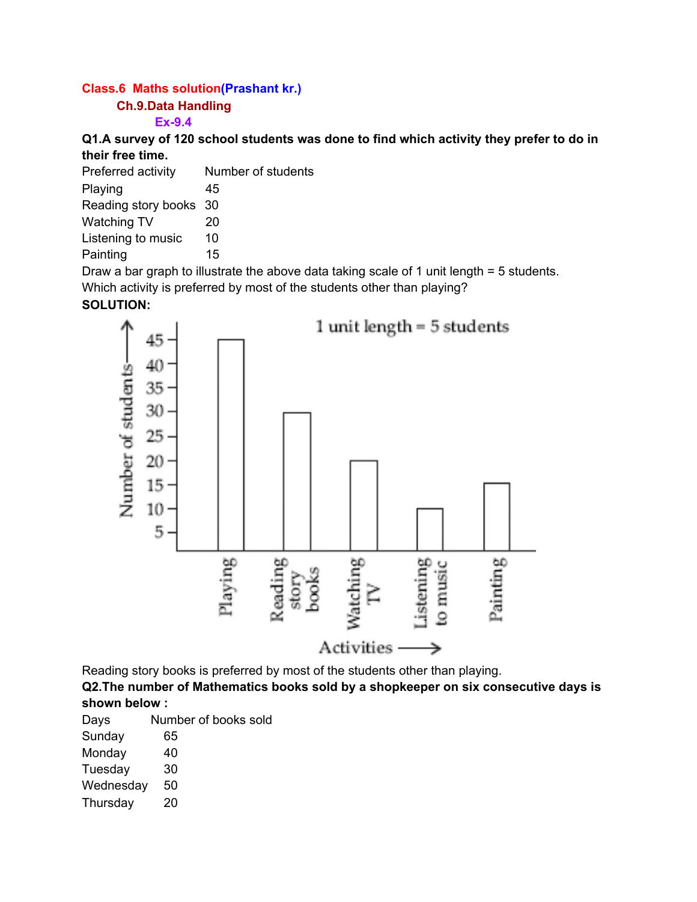**Class.6 Maths solution(Prashant kr.)**

**Ch.9.Data Handling**

**Ex-9.4**

**Q1.A survey of 120 school students was done to find which activity they prefer to do in their free time.**

| Preferred activity | Number of students |
|---|---|
| Playing | 45 |
| Reading story books | 30 |
| Watching TV | 20 |
| Listening to music | 10 |
| Painting | 15 |

Draw a bar graph to illustrate the above data taking scale of 1 unit length = 5 students.
Which activity is preferred by most of the students other than playing?

**SOLUTION:**

Reading story books is preferred by most of the students other than playing.

**Q2.The number of Mathematics books sold by a shopkeeper on six consecutive days is shown below :**

| Days | Number of books sold |
|---|---|
| Sunday | 65 |
| Monday | 40 |
| Tuesday | 30 |
| Wednesday | 50 |
| Thursday | 20 |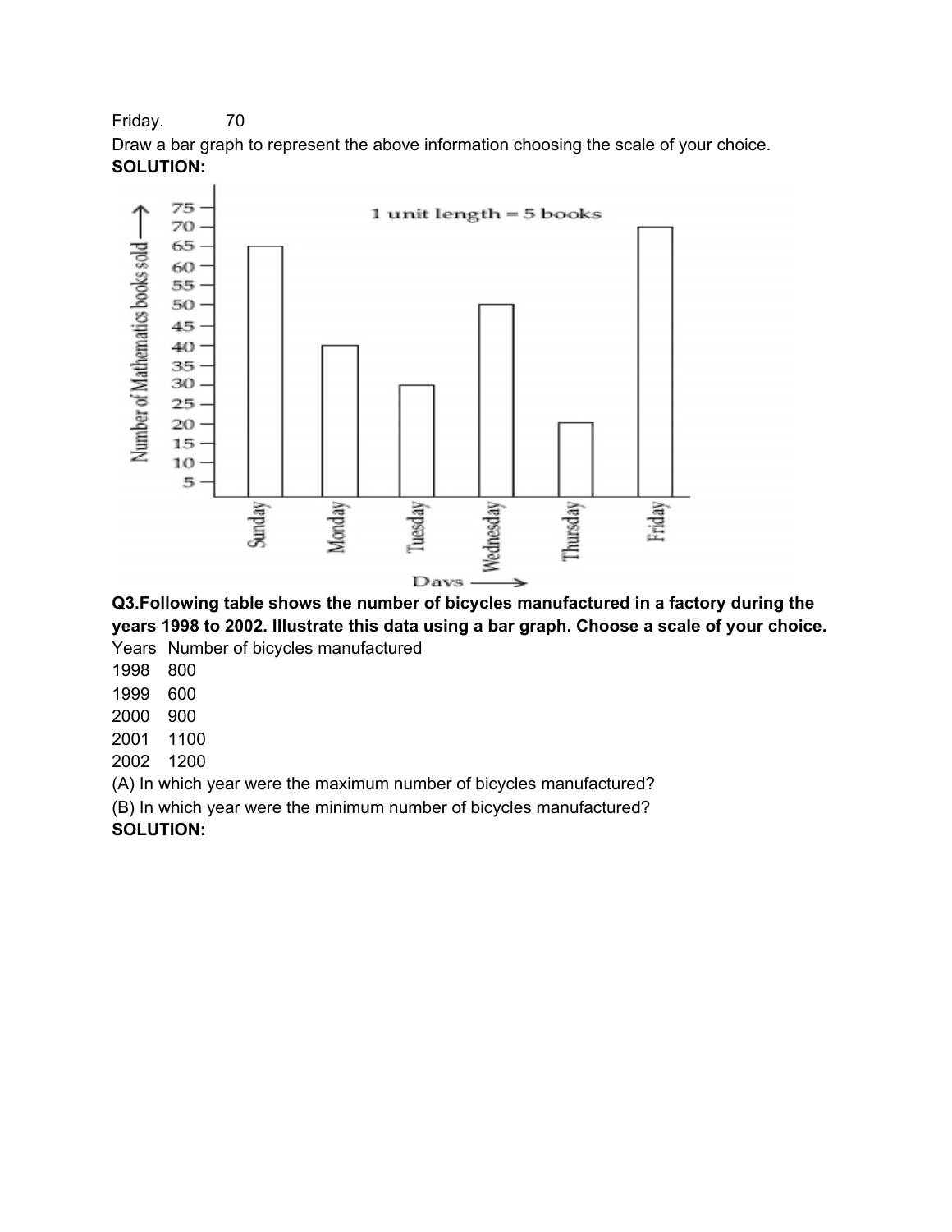Friday. 70

Draw a bar graph to represent the above information choosing the scale of your choice.

**SOLUTION:**

**Q3.Following table shows the number of bicycles manufactured in a factory during the years 1998 to 2002. Illustrate this data using a bar graph. Choose a scale of your choice.**

| Years | Number of bicycles manufactured |
|---|---|
| 1998 | 800 |
| 1999 | 600 |
| 2000 | 900 |
| 2001 | 1100 |
| 2002 | 1200 |

(A) In which year were the maximum number of bicycles manufactured?

(B) In which year were the minimum number of bicycles manufactured?

**SOLUTION:**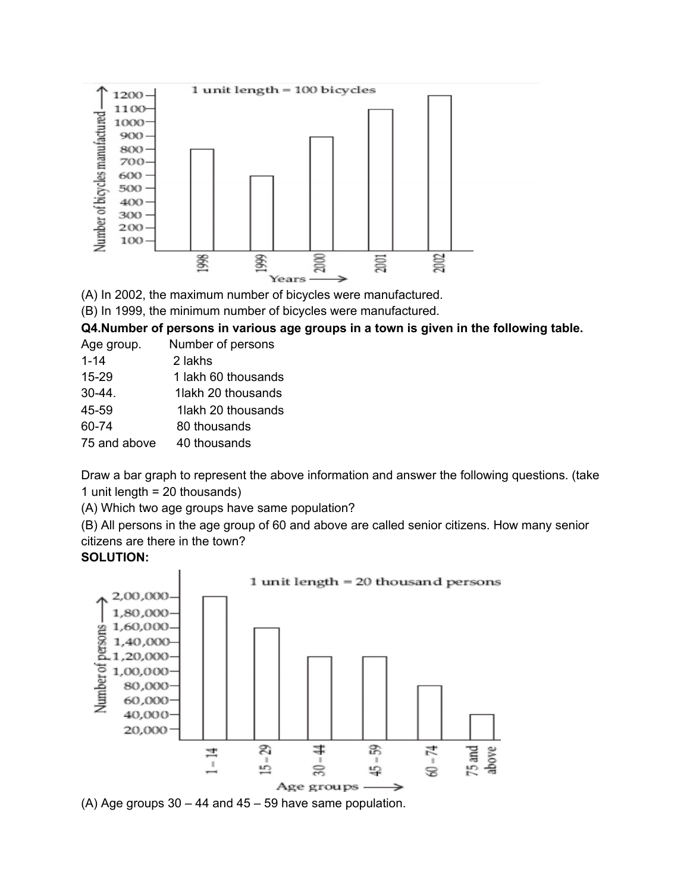(A) In 2002, the maximum number of bicycles were manufactured.

(B) In 1999, the minimum number of bicycles were manufactured.

**Q4.Number of persons in various age groups in a town is given in the following table.**

| Age group. | Number of persons |
|---|---|
| 1-14 | 2 lakhs |
| 15-29 | 1 lakh 60 thousands |
| 30-44. | 1lakh 20 thousands |
| 45-59 | 1lakh 20 thousands |
| 60-74 | 80 thousands |
| 75 and above | 40 thousands |

Draw a bar graph to represent the above information and answer the following questions. (take 1 unit length = 20 thousands)

(A) Which two age groups have same population?

(B) All persons in the age group of 60 and above are called senior citizens. How many senior citizens are there in the town?

**SOLUTION:**

(A) Age groups 30 – 44 and 45 – 59 have same population.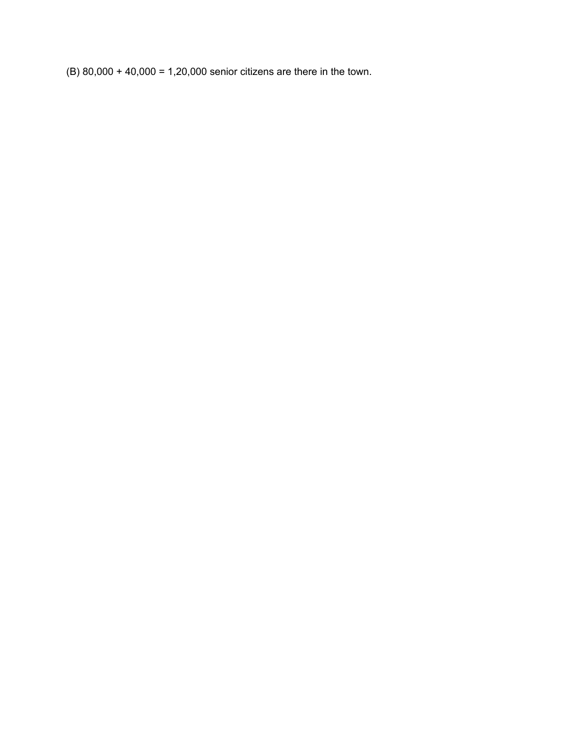(B) 80,000 + 40,000 = 1,20,000 senior citizens are there in the town.